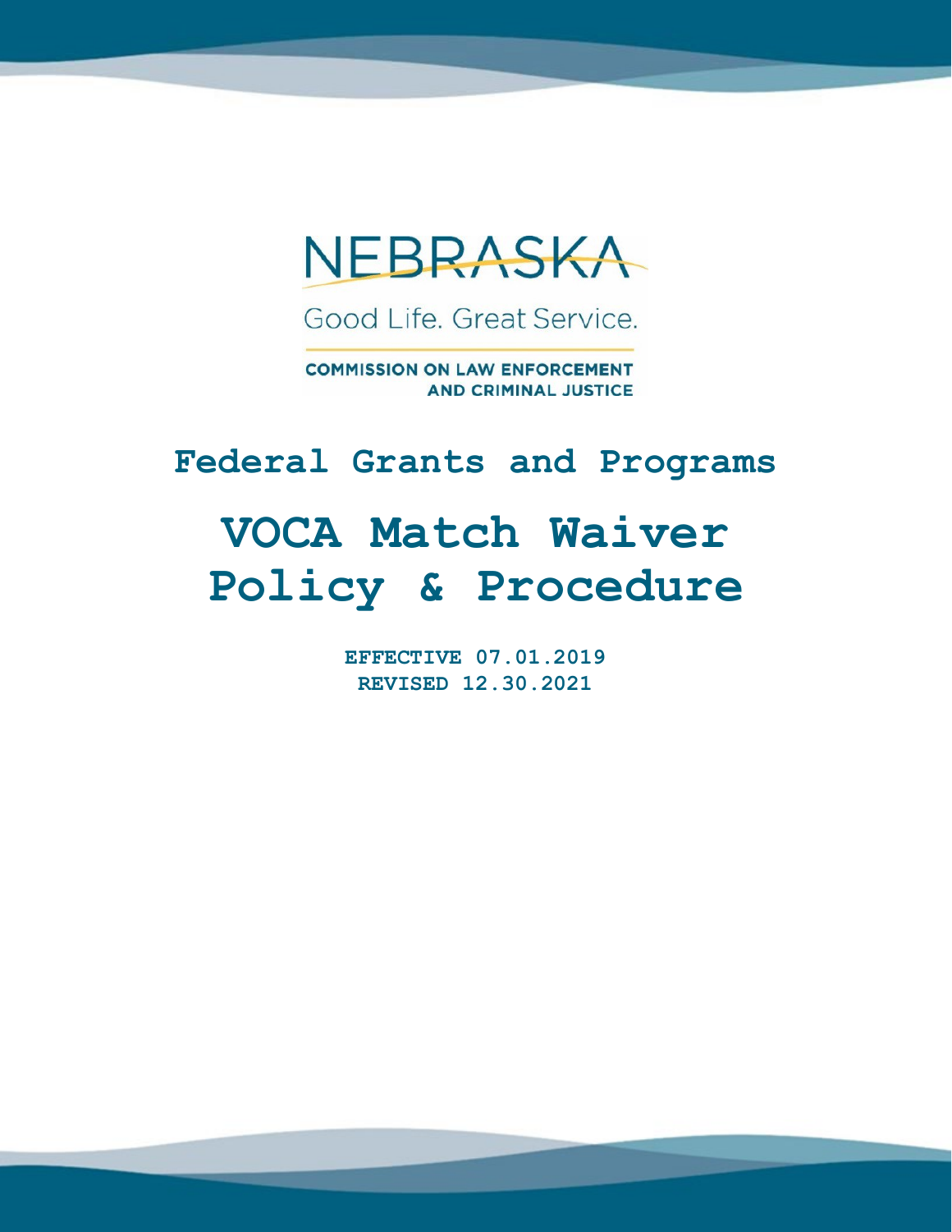NEBRASKA

Good Life. Great Service.

COMMISSION ON LAW ENFORCEMENT AND CRIMINAL JUSTICE

## Federal Grants and Programs

# VOCA Match Waiver Policy & Procedure

**EFFECTIVE 07.01.2019**
**REVISED 12.30.2021**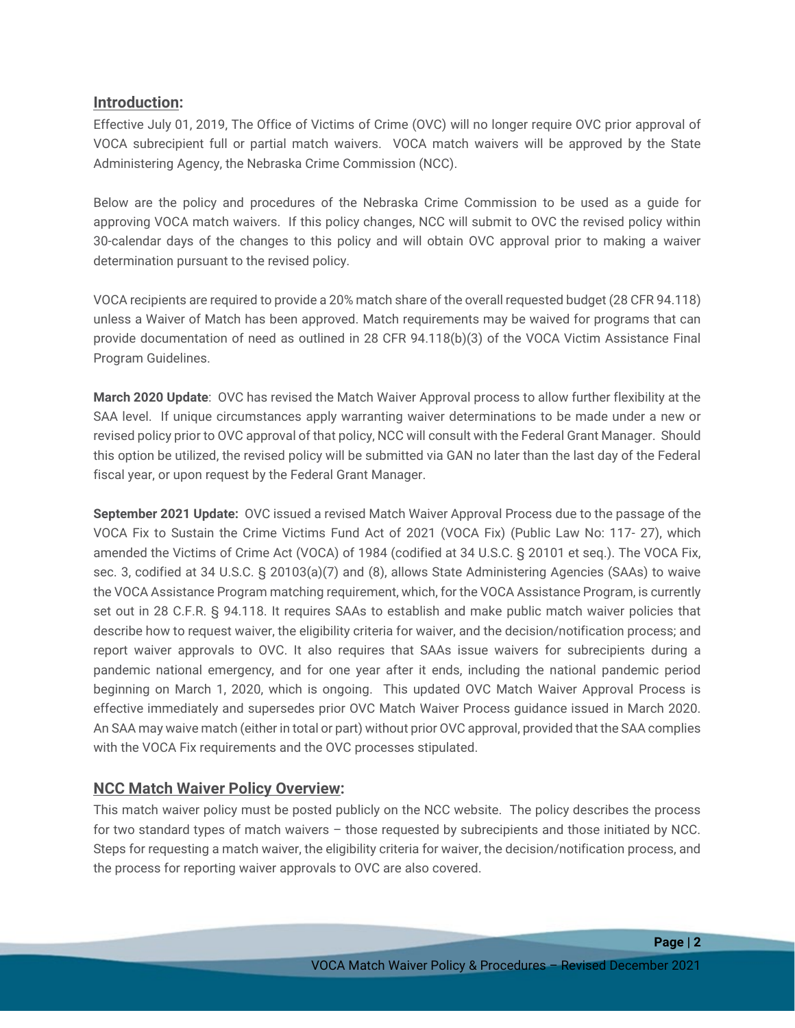## Introduction:

Effective July 01, 2019, The Office of Victims of Crime (OVC) will no longer require OVC prior approval of VOCA subrecipient full or partial match waivers. VOCA match waivers will be approved by the State Administering Agency, the Nebraska Crime Commission (NCC).

Below are the policy and procedures of the Nebraska Crime Commission to be used as a guide for approving VOCA match waivers. If this policy changes, NCC will submit to OVC the revised policy within 30-calendar days of the changes to this policy and will obtain OVC approval prior to making a waiver determination pursuant to the revised policy.

VOCA recipients are required to provide a 20% match share of the overall requested budget (28 CFR 94.118) unless a Waiver of Match has been approved. Match requirements may be waived for programs that can provide documentation of need as outlined in 28 CFR 94.118(b)(3) of the VOCA Victim Assistance Final Program Guidelines.

**March 2020 Update**: OVC has revised the Match Waiver Approval process to allow further flexibility at the SAA level. If unique circumstances apply warranting waiver determinations to be made under a new or revised policy prior to OVC approval of that policy, NCC will consult with the Federal Grant Manager. Should this option be utilized, the revised policy will be submitted via GAN no later than the last day of the Federal fiscal year, or upon request by the Federal Grant Manager.

**September 2021 Update:** OVC issued a revised Match Waiver Approval Process due to the passage of the VOCA Fix to Sustain the Crime Victims Fund Act of 2021 (VOCA Fix) (Public Law No: 117- 27), which amended the Victims of Crime Act (VOCA) of 1984 (codified at 34 U.S.C. § 20101 et seq.). The VOCA Fix, sec. 3, codified at 34 U.S.C. § 20103(a)(7) and (8), allows State Administering Agencies (SAAs) to waive the VOCA Assistance Program matching requirement, which, for the VOCA Assistance Program, is currently set out in 28 C.F.R. § 94.118. It requires SAAs to establish and make public match waiver policies that describe how to request waiver, the eligibility criteria for waiver, and the decision/notification process; and report waiver approvals to OVC. It also requires that SAAs issue waivers for subrecipients during a pandemic national emergency, and for one year after it ends, including the national pandemic period beginning on March 1, 2020, which is ongoing. This updated OVC Match Waiver Approval Process is effective immediately and supersedes prior OVC Match Waiver Process guidance issued in March 2020. An SAA may waive match (either in total or part) without prior OVC approval, provided that the SAA complies with the VOCA Fix requirements and the OVC processes stipulated.

## NCC Match Waiver Policy Overview:

This match waiver policy must be posted publicly on the NCC website. The policy describes the process for two standard types of match waivers – those requested by subrecipients and those initiated by NCC. Steps for requesting a match waiver, the eligibility criteria for waiver, the decision/notification process, and the process for reporting waiver approvals to OVC are also covered.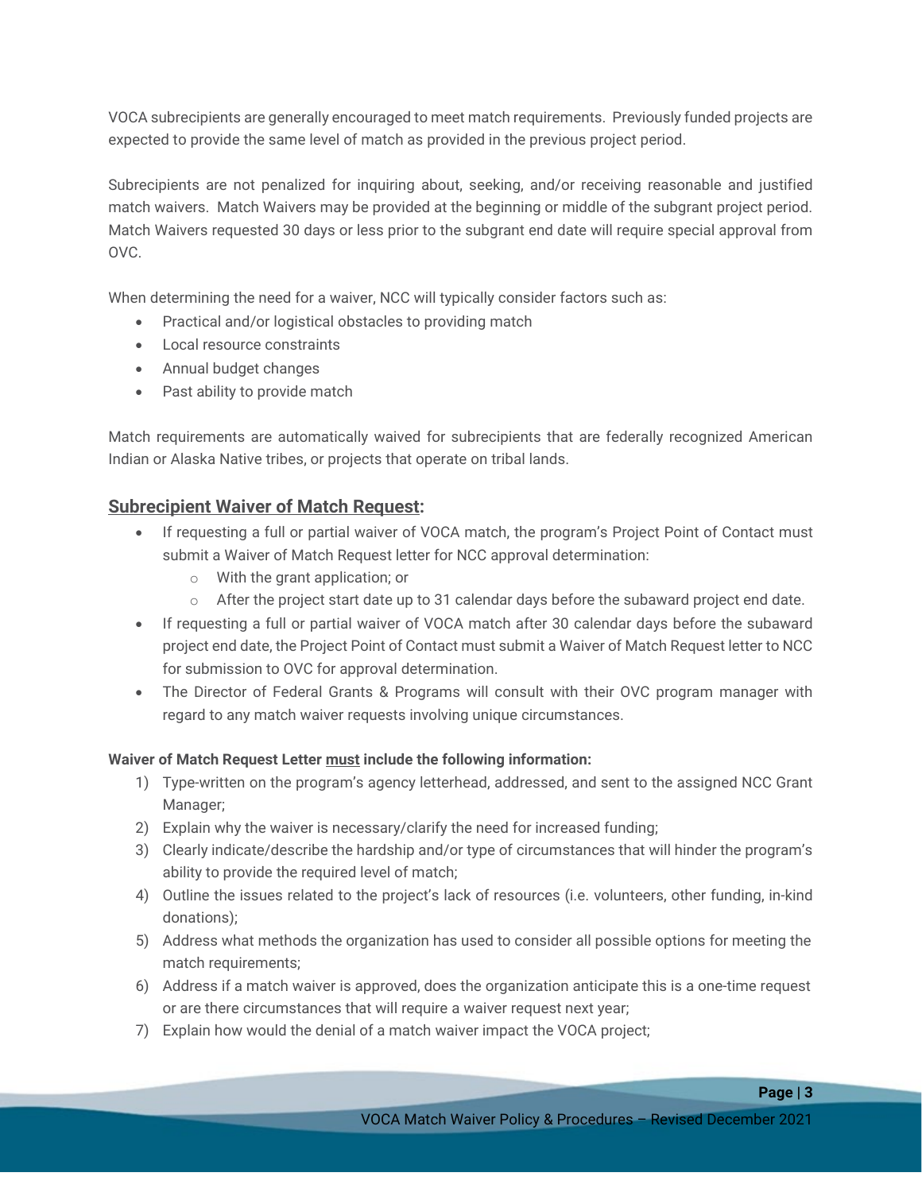VOCA subrecipients are generally encouraged to meet match requirements. Previously funded projects are expected to provide the same level of match as provided in the previous project period.

Subrecipients are not penalized for inquiring about, seeking, and/or receiving reasonable and justified match waivers. Match Waivers may be provided at the beginning or middle of the subgrant project period. Match Waivers requested 30 days or less prior to the subgrant end date will require special approval from OVC.

When determining the need for a waiver, NCC will typically consider factors such as:

- Practical and/or logistical obstacles to providing match
- Local resource constraints
- Annual budget changes
- Past ability to provide match

Match requirements are automatically waived for subrecipients that are federally recognized American Indian or Alaska Native tribes, or projects that operate on tribal lands.

## Subrecipient Waiver of Match Request:

- If requesting a full or partial waiver of VOCA match, the program's Project Point of Contact must submit a Waiver of Match Request letter for NCC approval determination:
  - With the grant application; or
  - After the project start date up to 31 calendar days before the subaward project end date.
- If requesting a full or partial waiver of VOCA match after 30 calendar days before the subaward project end date, the Project Point of Contact must submit a Waiver of Match Request letter to NCC for submission to OVC for approval determination.
- The Director of Federal Grants & Programs will consult with their OVC program manager with regard to any match waiver requests involving unique circumstances.

**Waiver of Match Request Letter <u>must</u> include the following information:**

1) Type-written on the program's agency letterhead, addressed, and sent to the assigned NCC Grant Manager;
2) Explain why the waiver is necessary/clarify the need for increased funding;
3) Clearly indicate/describe the hardship and/or type of circumstances that will hinder the program's ability to provide the required level of match;
4) Outline the issues related to the project's lack of resources (i.e. volunteers, other funding, in-kind donations);
5) Address what methods the organization has used to consider all possible options for meeting the match requirements;
6) Address if a match waiver is approved, does the organization anticipate this is a one-time request or are there circumstances that will require a waiver request next year;
7) Explain how would the denial of a match waiver impact the VOCA project;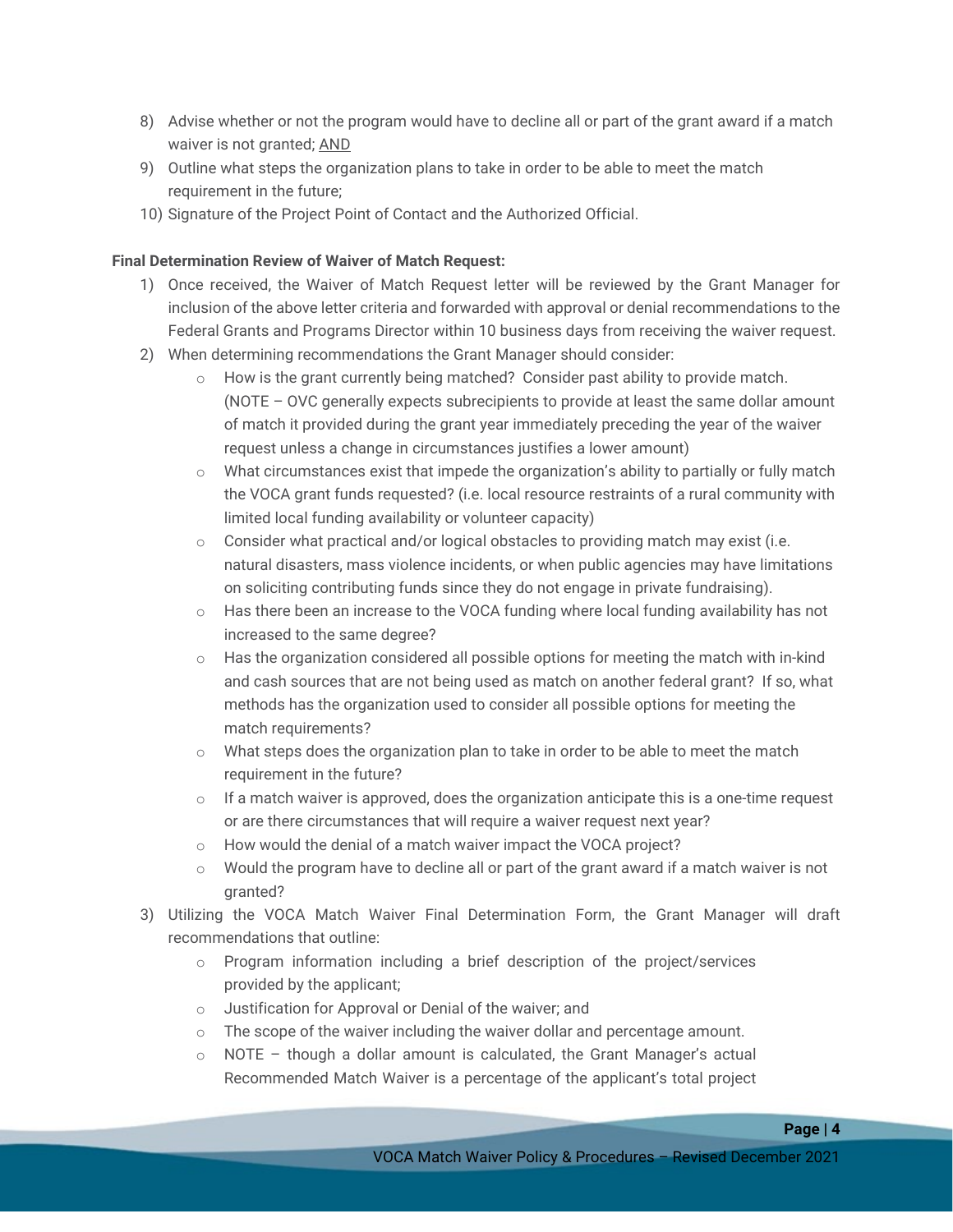8) Advise whether or not the program would have to decline all or part of the grant award if a match waiver is not granted; <u>AND</u>
9) Outline what steps the organization plans to take in order to be able to meet the match requirement in the future;
10) Signature of the Project Point of Contact and the Authorized Official.

**Final Determination Review of Waiver of Match Request:**

1) Once received, the Waiver of Match Request letter will be reviewed by the Grant Manager for inclusion of the above letter criteria and forwarded with approval or denial recommendations to the Federal Grants and Programs Director within 10 business days from receiving the waiver request.
2) When determining recommendations the Grant Manager should consider:
    - How is the grant currently being matched? Consider past ability to provide match. (NOTE – OVC generally expects subrecipients to provide at least the same dollar amount of match it provided during the grant year immediately preceding the year of the waiver request unless a change in circumstances justifies a lower amount)
    - What circumstances exist that impede the organization's ability to partially or fully match the VOCA grant funds requested? (i.e. local resource restraints of a rural community with limited local funding availability or volunteer capacity)
    - Consider what practical and/or logical obstacles to providing match may exist (i.e. natural disasters, mass violence incidents, or when public agencies may have limitations on soliciting contributing funds since they do not engage in private fundraising).
    - Has there been an increase to the VOCA funding where local funding availability has not increased to the same degree?
    - Has the organization considered all possible options for meeting the match with in-kind and cash sources that are not being used as match on another federal grant? If so, what methods has the organization used to consider all possible options for meeting the match requirements?
    - What steps does the organization plan to take in order to be able to meet the match requirement in the future?
    - If a match waiver is approved, does the organization anticipate this is a one-time request or are there circumstances that will require a waiver request next year?
    - How would the denial of a match waiver impact the VOCA project?
    - Would the program have to decline all or part of the grant award if a match waiver is not granted?
3) Utilizing the VOCA Match Waiver Final Determination Form, the Grant Manager will draft recommendations that outline:
    - Program information including a brief description of the project/services provided by the applicant;
    - Justification for Approval or Denial of the waiver; and
    - The scope of the waiver including the waiver dollar and percentage amount.
    - NOTE – though a dollar amount is calculated, the Grant Manager's actual Recommended Match Waiver is a percentage of the applicant's total project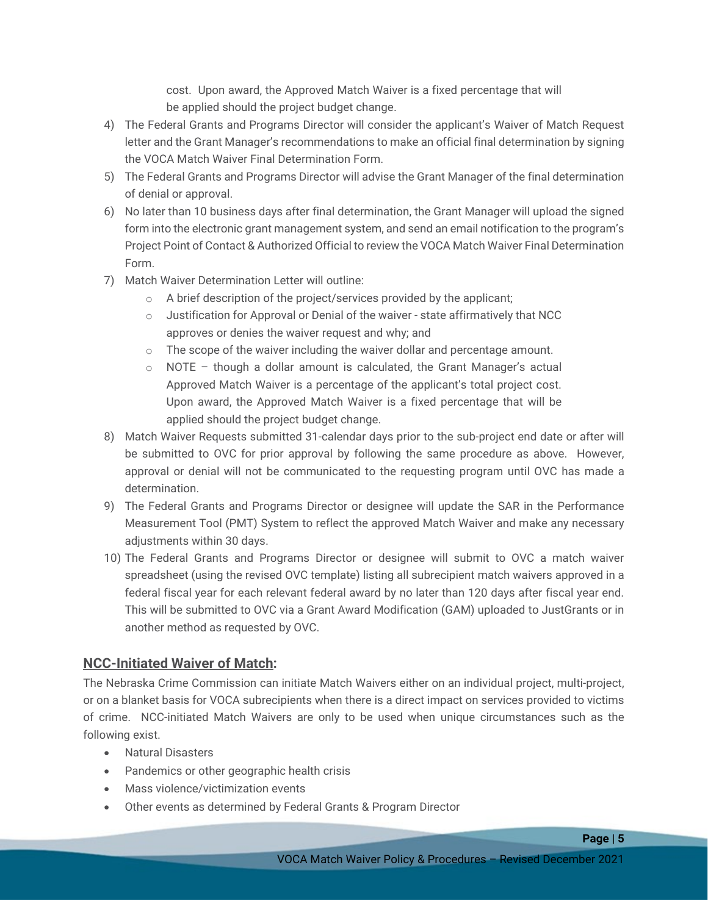cost. Upon award, the Approved Match Waiver is a fixed percentage that will be applied should the project budget change.

4) The Federal Grants and Programs Director will consider the applicant's Waiver of Match Request letter and the Grant Manager's recommendations to make an official final determination by signing the VOCA Match Waiver Final Determination Form.
5) The Federal Grants and Programs Director will advise the Grant Manager of the final determination of denial or approval.
6) No later than 10 business days after final determination, the Grant Manager will upload the signed form into the electronic grant management system, and send an email notification to the program's Project Point of Contact & Authorized Official to review the VOCA Match Waiver Final Determination Form.
7) Match Waiver Determination Letter will outline:
   - A brief description of the project/services provided by the applicant;
   - Justification for Approval or Denial of the waiver - state affirmatively that NCC approves or denies the waiver request and why; and
   - The scope of the waiver including the waiver dollar and percentage amount.
   - NOTE – though a dollar amount is calculated, the Grant Manager's actual Approved Match Waiver is a percentage of the applicant's total project cost. Upon award, the Approved Match Waiver is a fixed percentage that will be applied should the project budget change.
8) Match Waiver Requests submitted 31-calendar days prior to the sub-project end date or after will be submitted to OVC for prior approval by following the same procedure as above. However, approval or denial will not be communicated to the requesting program until OVC has made a determination.
9) The Federal Grants and Programs Director or designee will update the SAR in the Performance Measurement Tool (PMT) System to reflect the approved Match Waiver and make any necessary adjustments within 30 days.
10) The Federal Grants and Programs Director or designee will submit to OVC a match waiver spreadsheet (using the revised OVC template) listing all subrecipient match waivers approved in a federal fiscal year for each relevant federal award by no later than 120 days after fiscal year end. This will be submitted to OVC via a Grant Award Modification (GAM) uploaded to JustGrants or in another method as requested by OVC.

## NCC-Initiated Waiver of Match:

The Nebraska Crime Commission can initiate Match Waivers either on an individual project, multi-project, or on a blanket basis for VOCA subrecipients when there is a direct impact on services provided to victims of crime. NCC-initiated Match Waivers are only to be used when unique circumstances such as the following exist.

- Natural Disasters
- Pandemics or other geographic health crisis
- Mass violence/victimization events
- Other events as determined by Federal Grants & Program Director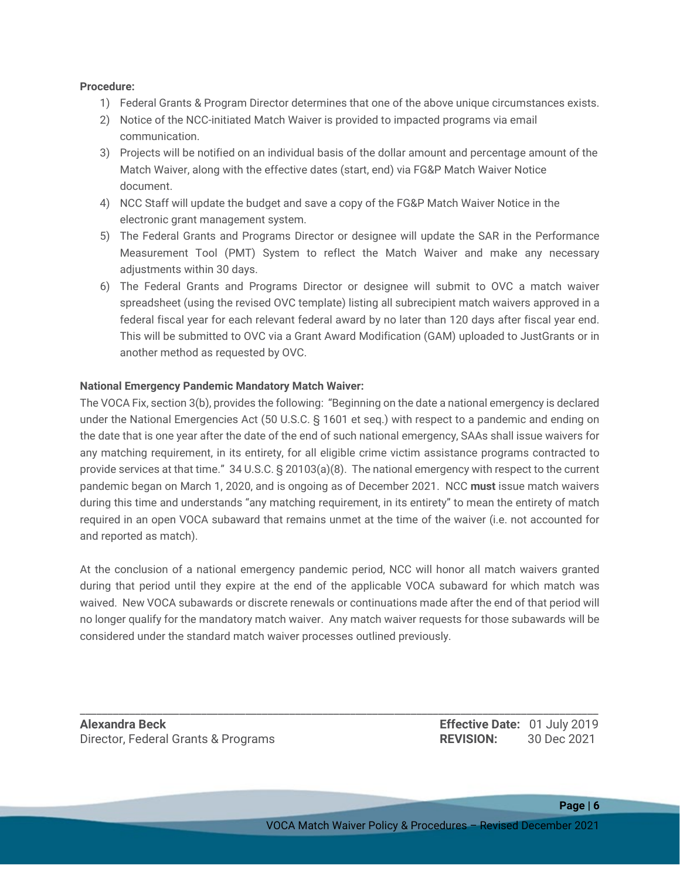**Procedure:**

1) Federal Grants & Program Director determines that one of the above unique circumstances exists.
2) Notice of the NCC-initiated Match Waiver is provided to impacted programs via email communication.
3) Projects will be notified on an individual basis of the dollar amount and percentage amount of the Match Waiver, along with the effective dates (start, end) via FG&P Match Waiver Notice document.
4) NCC Staff will update the budget and save a copy of the FG&P Match Waiver Notice in the electronic grant management system.
5) The Federal Grants and Programs Director or designee will update the SAR in the Performance Measurement Tool (PMT) System to reflect the Match Waiver and make any necessary adjustments within 30 days.
6) The Federal Grants and Programs Director or designee will submit to OVC a match waiver spreadsheet (using the revised OVC template) listing all subrecipient match waivers approved in a federal fiscal year for each relevant federal award by no later than 120 days after fiscal year end. This will be submitted to OVC via a Grant Award Modification (GAM) uploaded to JustGrants or in another method as requested by OVC.

**National Emergency Pandemic Mandatory Match Waiver:**

The VOCA Fix, section 3(b), provides the following: "Beginning on the date a national emergency is declared under the National Emergencies Act (50 U.S.C. § 1601 et seq.) with respect to a pandemic and ending on the date that is one year after the date of the end of such national emergency, SAAs shall issue waivers for any matching requirement, in its entirety, for all eligible crime victim assistance programs contracted to provide services at that time." 34 U.S.C. § 20103(a)(8). The national emergency with respect to the current pandemic began on March 1, 2020, and is ongoing as of December 2021. NCC **must** issue match waivers during this time and understands "any matching requirement, in its entirety" to mean the entirety of match required in an open VOCA subaward that remains unmet at the time of the waiver (i.e. not accounted for and reported as match).

At the conclusion of a national emergency pandemic period, NCC will honor all match waivers granted during that period until they expire at the end of the applicable VOCA subaward for which match was waived. New VOCA subawards or discrete renewals or continuations made after the end of that period will no longer qualify for the mandatory match waiver. Any match waiver requests for those subawards will be considered under the standard match waiver processes outlined previously.

---

**Alexandra Beck**
Director, Federal Grants & Programs

**Effective Date:** 01 July 2019
**REVISION:** 30 Dec 2021